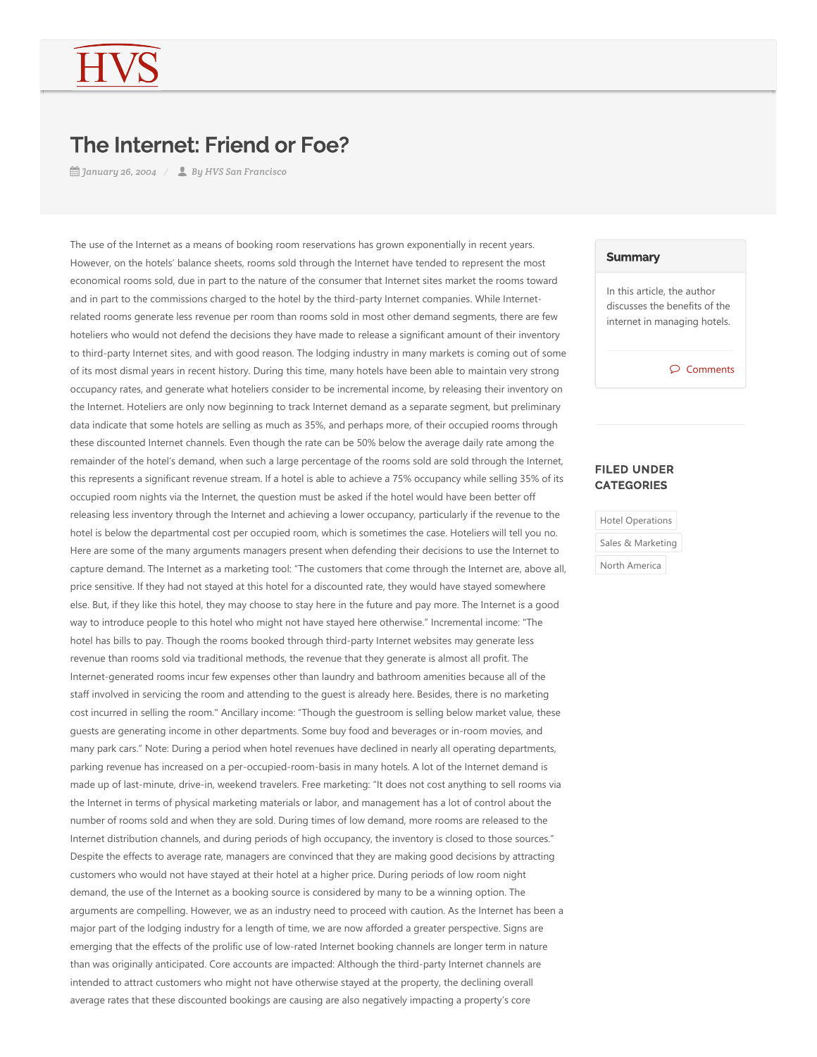HVS

# The Internet: Friend or Foe?

*January 26, 2004* / *By HVS San Francisco*

The use of the Internet as a means of booking room reservations has grown exponentially in recent years. However, on the hotels' balance sheets, rooms sold through the Internet have tended to represent the most economical rooms sold, due in part to the nature of the consumer that Internet sites market the rooms toward and in part to the commissions charged to the hotel by the third-party Internet companies. While Internet-related rooms generate less revenue per room than rooms sold in most other demand segments, there are few hoteliers who would not defend the decisions they have made to release a significant amount of their inventory to third-party Internet sites, and with good reason. The lodging industry in many markets is coming out of some of its most dismal years in recent history. During this time, many hotels have been able to maintain very strong occupancy rates, and generate what hoteliers consider to be incremental income, by releasing their inventory on the Internet. Hoteliers are only now beginning to track Internet demand as a separate segment, but preliminary data indicate that some hotels are selling as much as 35%, and perhaps more, of their occupied rooms through these discounted Internet channels. Even though the rate can be 50% below the average daily rate among the remainder of the hotel's demand, when such a large percentage of the rooms sold are sold through the Internet, this represents a significant revenue stream. If a hotel is able to achieve a 75% occupancy while selling 35% of its occupied room nights via the Internet, the question must be asked if the hotel would have been better off releasing less inventory through the Internet and achieving a lower occupancy, particularly if the revenue to the hotel is below the departmental cost per occupied room, which is sometimes the case. Hoteliers will tell you no. Here are some of the many arguments managers present when defending their decisions to use the Internet to capture demand. The Internet as a marketing tool: "The customers that come through the Internet are, above all, price sensitive. If they had not stayed at this hotel for a discounted rate, they would have stayed somewhere else. But, if they like this hotel, they may choose to stay here in the future and pay more. The Internet is a good way to introduce people to this hotel who might not have stayed here otherwise." Incremental income: "The hotel has bills to pay. Though the rooms booked through third-party Internet websites may generate less revenue than rooms sold via traditional methods, the revenue that they generate is almost all profit. The Internet-generated rooms incur few expenses other than laundry and bathroom amenities because all of the staff involved in servicing the room and attending to the guest is already here. Besides, there is no marketing cost incurred in selling the room." Ancillary income: "Though the guestroom is selling below market value, these guests are generating income in other departments. Some buy food and beverages or in-room movies, and many park cars." Note: During a period when hotel revenues have declined in nearly all operating departments, parking revenue has increased on a per-occupied-room-basis in many hotels. A lot of the Internet demand is made up of last-minute, drive-in, weekend travelers. Free marketing: "It does not cost anything to sell rooms via the Internet in terms of physical marketing materials or labor, and management has a lot of control about the number of rooms sold and when they are sold. During times of low demand, more rooms are released to the Internet distribution channels, and during periods of high occupancy, the inventory is closed to those sources." Despite the effects to average rate, managers are convinced that they are making good decisions by attracting customers who would not have stayed at their hotel at a higher price. During periods of low room night demand, the use of the Internet as a booking source is considered by many to be a winning option. The arguments are compelling. However, we as an industry need to proceed with caution. As the Internet has been a major part of the lodging industry for a length of time, we are now afforded a greater perspective. Signs are emerging that the effects of the prolific use of low-rated Internet booking channels are longer term in nature than was originally anticipated. Core accounts are impacted: Although the third-party Internet channels are intended to attract customers who might not have otherwise stayed at the property, the declining overall average rates that these discounted bookings are causing are also negatively impacting a property's core

## Summary

In this article, the author discusses the benefits of the internet in managing hotels.

Comments

## FILED UNDER CATEGORIES

Hotel Operations

Sales & Marketing

North America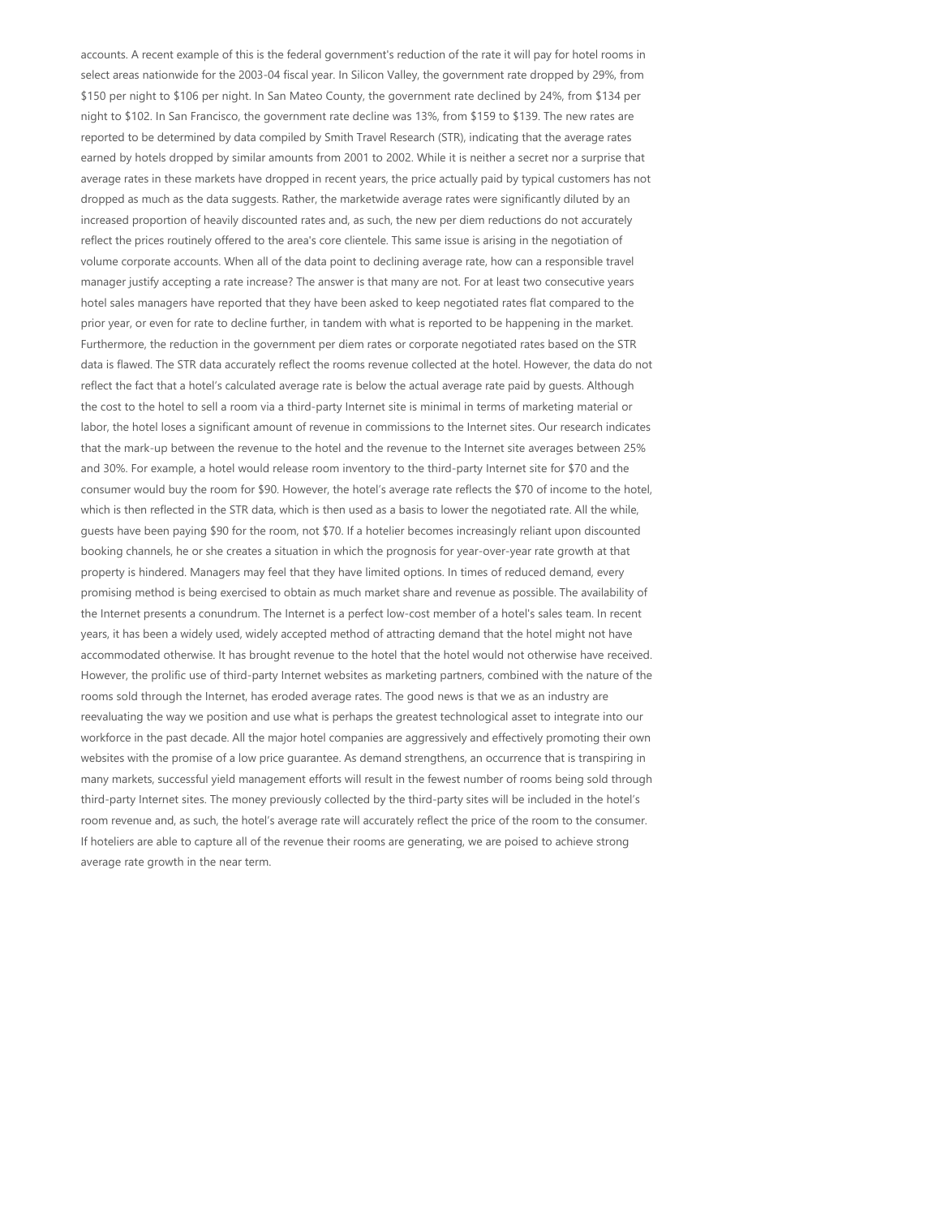accounts. A recent example of this is the federal government's reduction of the rate it will pay for hotel rooms in select areas nationwide for the 2003-04 fiscal year. In Silicon Valley, the government rate dropped by 29%, from $150 per night to $106 per night. In San Mateo County, the government rate declined by 24%, from $134 per night to $102. In San Francisco, the government rate decline was 13%, from $159 to $139. The new rates are reported to be determined by data compiled by Smith Travel Research (STR), indicating that the average rates earned by hotels dropped by similar amounts from 2001 to 2002. While it is neither a secret nor a surprise that average rates in these markets have dropped in recent years, the price actually paid by typical customers has not dropped as much as the data suggests. Rather, the marketwide average rates were significantly diluted by an increased proportion of heavily discounted rates and, as such, the new per diem reductions do not accurately reflect the prices routinely offered to the area's core clientele. This same issue is arising in the negotiation of volume corporate accounts. When all of the data point to declining average rate, how can a responsible travel manager justify accepting a rate increase? The answer is that many are not. For at least two consecutive years hotel sales managers have reported that they have been asked to keep negotiated rates flat compared to the prior year, or even for rate to decline further, in tandem with what is reported to be happening in the market. Furthermore, the reduction in the government per diem rates or corporate negotiated rates based on the STR data is flawed. The STR data accurately reflect the rooms revenue collected at the hotel. However, the data do not reflect the fact that a hotel's calculated average rate is below the actual average rate paid by guests. Although the cost to the hotel to sell a room via a third-party Internet site is minimal in terms of marketing material or labor, the hotel loses a significant amount of revenue in commissions to the Internet sites. Our research indicates that the mark-up between the revenue to the hotel and the revenue to the Internet site averages between 25% and 30%. For example, a hotel would release room inventory to the third-party Internet site for $70 and the consumer would buy the room for $90. However, the hotel's average rate reflects the $70 of income to the hotel, which is then reflected in the STR data, which is then used as a basis to lower the negotiated rate. All the while, guests have been paying $90 for the room, not $70. If a hotelier becomes increasingly reliant upon discounted booking channels, he or she creates a situation in which the prognosis for year-over-year rate growth at that property is hindered. Managers may feel that they have limited options. In times of reduced demand, every promising method is being exercised to obtain as much market share and revenue as possible. The availability of the Internet presents a conundrum. The Internet is a perfect low-cost member of a hotel's sales team. In recent years, it has been a widely used, widely accepted method of attracting demand that the hotel might not have accommodated otherwise. It has brought revenue to the hotel that the hotel would not otherwise have received. However, the prolific use of third-party Internet websites as marketing partners, combined with the nature of the rooms sold through the Internet, has eroded average rates. The good news is that we as an industry are reevaluating the way we position and use what is perhaps the greatest technological asset to integrate into our workforce in the past decade. All the major hotel companies are aggressively and effectively promoting their own websites with the promise of a low price guarantee. As demand strengthens, an occurrence that is transpiring in many markets, successful yield management efforts will result in the fewest number of rooms being sold through third-party Internet sites. The money previously collected by the third-party sites will be included in the hotel's room revenue and, as such, the hotel's average rate will accurately reflect the price of the room to the consumer. If hoteliers are able to capture all of the revenue their rooms are generating, we are poised to achieve strong average rate growth in the near term.